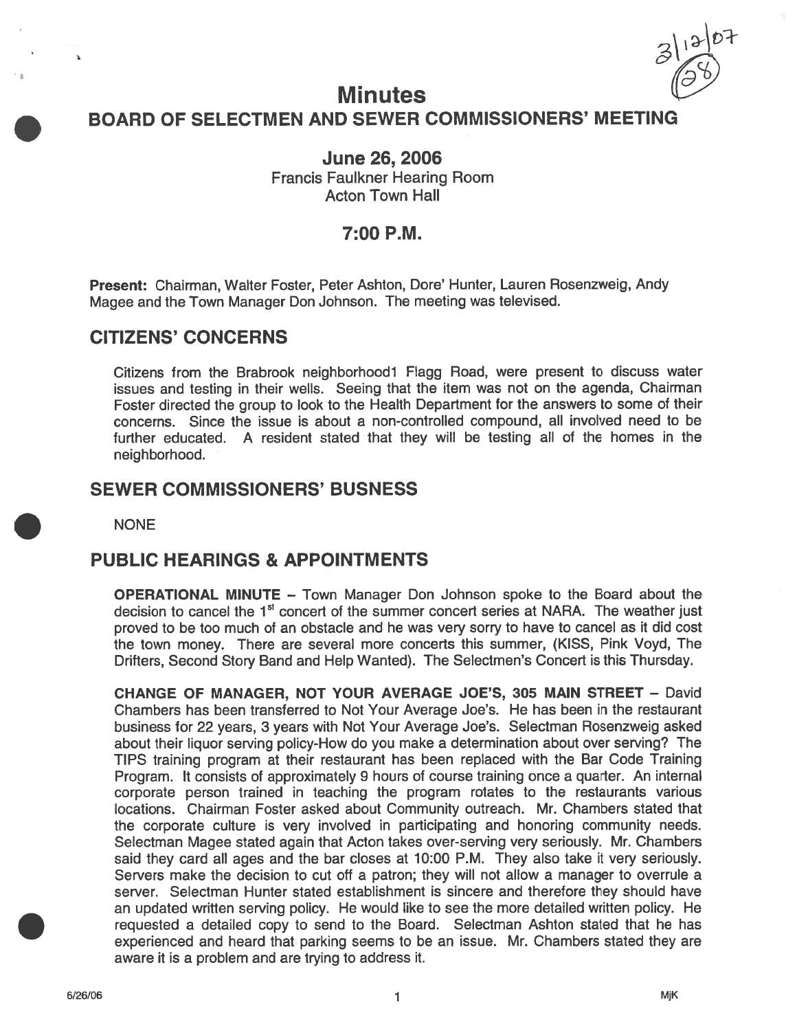3/12/07 (28)

# Minutes

## BOARD OF SELECTMEN AND SEWER COMMISSIONERS' MEETING

### June 26, 2006

Francis Faulkner Hearing Room
Acton Town Hall

### 7:00 P.M.

**Present:** Chairman, Walter Foster, Peter Ashton, Dore' Hunter, Lauren Rosenzweig, Andy Magee and the Town Manager Don Johnson. The meeting was televised.

## CITIZENS' CONCERNS

Citizens from the Brabrook neighborhood1 Flagg Road, were present to discuss water issues and testing in their wells. Seeing that the item was not on the agenda, Chairman Foster directed the group to look to the Health Department for the answers to some of their concerns. Since the issue is about a non-controlled compound, all involved need to be further educated. A resident stated that they will be testing all of the homes in the neighborhood.

## SEWER COMMISSIONERS' BUSNESS

NONE

## PUBLIC HEARINGS & APPOINTMENTS

**OPERATIONAL MINUTE** – Town Manager Don Johnson spoke to the Board about the decision to cancel the 1st concert of the summer concert series at NARA. The weather just proved to be too much of an obstacle and he was very sorry to have to cancel as it did cost the town money. There are several more concerts this summer, (KISS, Pink Voyd, The Drifters, Second Story Band and Help Wanted). The Selectmen's Concert is this Thursday.

**CHANGE OF MANAGER, NOT YOUR AVERAGE JOE'S, 305 MAIN STREET** – David Chambers has been transferred to Not Your Average Joe's. He has been in the restaurant business for 22 years, 3 years with Not Your Average Joe's. Selectman Rosenzweig asked about their liquor serving policy-How do you make a determination about over serving? The TIPS training program at their restaurant has been replaced with the Bar Code Training Program. It consists of approximately 9 hours of course training once a quarter. An internal corporate person trained in teaching the program rotates to the restaurants various locations. Chairman Foster asked about Community outreach. Mr. Chambers stated that the corporate culture is very involved in participating and honoring community needs. Selectman Magee stated again that Acton takes over-serving very seriously. Mr. Chambers said they card all ages and the bar closes at 10:00 P.M. They also take it very seriously. Servers make the decision to cut off a patron; they will not allow a manager to overrule a server. Selectman Hunter stated establishment is sincere and therefore they should have an updated written serving policy. He would like to see the more detailed written policy. He requested a detailed copy to send to the Board. Selectman Ashton stated that he has experienced and heard that parking seems to be an issue. Mr. Chambers stated they are aware it is a problem and are trying to address it.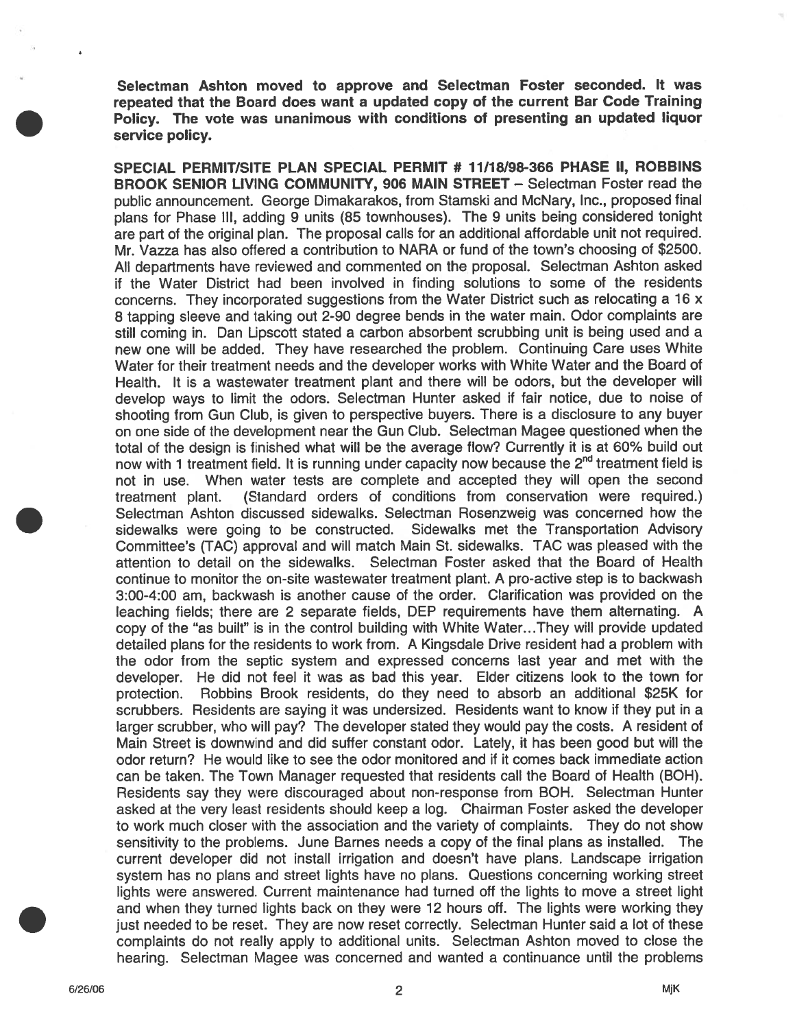**Selectman Ashton moved to approve and Selectman Foster seconded. It was repeated that the Board does want a updated copy of the current Bar Code Training Policy. The vote was unanimous with conditions of presenting an updated liquor service policy.**

**SPECIAL PERMIT/SITE PLAN SPECIAL PERMIT # 11/18/98-366 PHASE II, ROBBINS BROOK SENIOR LIVING COMMUNITY, 906 MAIN STREET** – Selectman Foster read the public announcement. George Dimakarakos, from Stamski and McNary, Inc., proposed final plans for Phase III, adding 9 units (85 townhouses). The 9 units being considered tonight are part of the original plan. The proposal calls for an additional affordable unit not required. Mr. Vazza has also offered a contribution to NARA or fund of the town's choosing of $2500. All departments have reviewed and commented on the proposal. Selectman Ashton asked if the Water District had been involved in finding solutions to some of the residents concerns. They incorporated suggestions from the Water District such as relocating a 16 x 8 tapping sleeve and taking out 2-90 degree bends in the water main. Odor complaints are still coming in. Dan Lipscott stated a carbon absorbent scrubbing unit is being used and a new one will be added. They have researched the problem. Continuing Care uses White Water for their treatment needs and the developer works with White Water and the Board of Health. It is a wastewater treatment plant and there will be odors, but the developer will develop ways to limit the odors. Selectman Hunter asked if fair notice, due to noise of shooting from Gun Club, is given to perspective buyers. There is a disclosure to any buyer on one side of the development near the Gun Club. Selectman Magee questioned when the total of the design is finished what will be the average flow? Currently it is at 60% build out now with 1 treatment field. It is running under capacity now because the 2nd treatment field is not in use. When water tests are complete and accepted they will open the second treatment plant. (Standard orders of conditions from conservation were required.) Selectman Ashton discussed sidewalks. Selectman Rosenzweig was concerned how the sidewalks were going to be constructed. Sidewalks met the Transportation Advisory Committee's (TAC) approval and will match Main St. sidewalks. TAC was pleased with the attention to detail on the sidewalks. Selectman Foster asked that the Board of Health continue to monitor the on-site wastewater treatment plant. A pro-active step is to backwash 3:00-4:00 am, backwash is another cause of the order. Clarification was provided on the leaching fields; there are 2 separate fields, DEP requirements have them alternating. A copy of the "as built" is in the control building with White Water…They will provide updated detailed plans for the residents to work from. A Kingsdale Drive resident had a problem with the odor from the septic system and expressed concerns last year and met with the developer. He did not feel it was as bad this year. Elder citizens look to the town for protection. Robbins Brook residents, do they need to absorb an additional $25K for scrubbers. Residents are saying it was undersized. Residents want to know if they put in a larger scrubber, who will pay? The developer stated they would pay the costs. A resident of Main Street is downwind and did suffer constant odor. Lately, it has been good but will the odor return? He would like to see the odor monitored and if it comes back immediate action can be taken. The Town Manager requested that residents call the Board of Health (BOH). Residents say they were discouraged about non-response from BOH. Selectman Hunter asked at the very least residents should keep a log. Chairman Foster asked the developer to work much closer with the association and the variety of complaints. They do not show sensitivity to the problems. June Barnes needs a copy of the final plans as installed. The current developer did not install irrigation and doesn't have plans. Landscape irrigation system has no plans and street lights have no plans. Questions concerning working street lights were answered. Current maintenance had turned off the lights to move a street light and when they turned lights back on they were 12 hours off. The lights were working they just needed to be reset. They are now reset correctly. Selectman Hunter said a lot of these complaints do not really apply to additional units. Selectman Ashton moved to close the hearing. Selectman Magee was concerned and wanted a continuance until the problems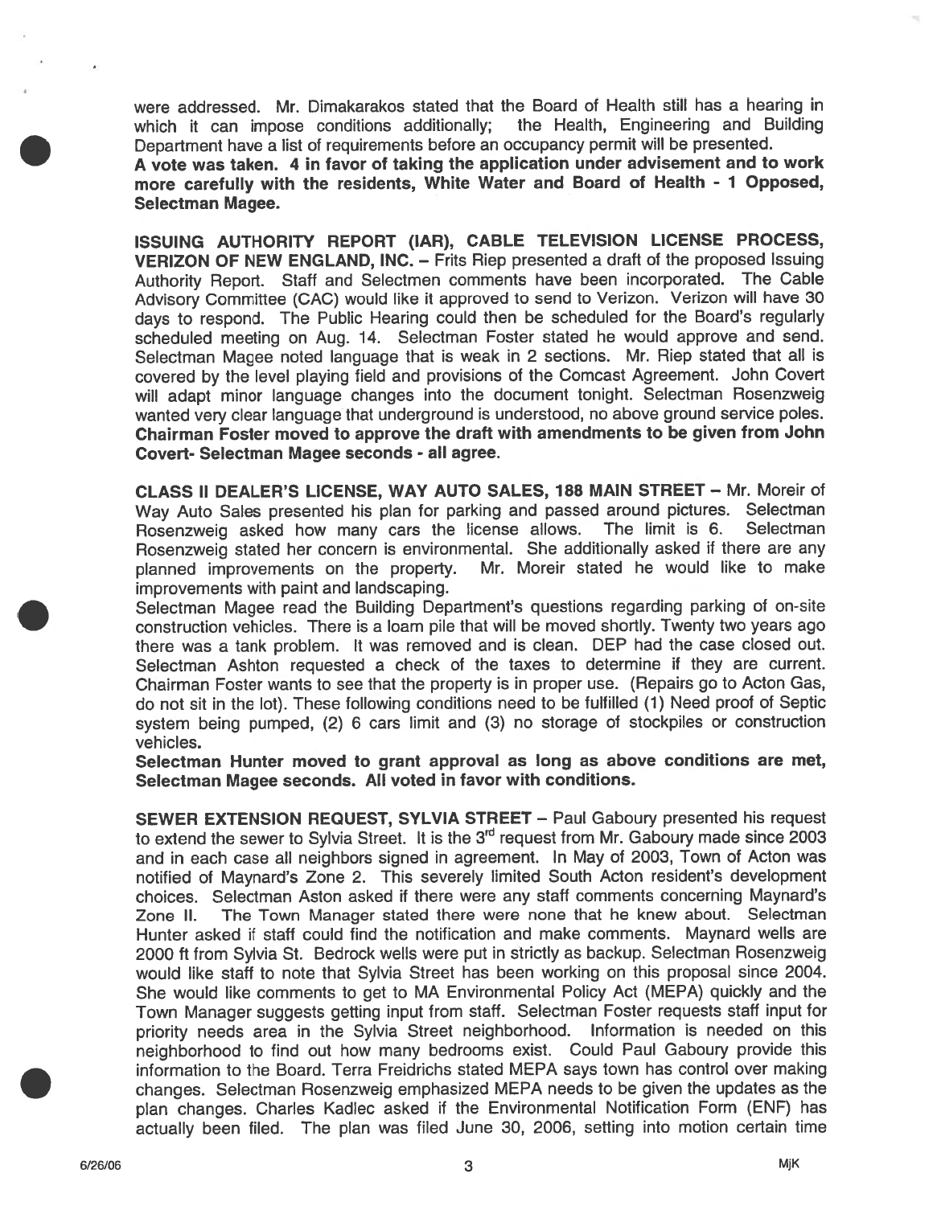were addressed. Mr. Dimakarakos stated that the Board of Health still has a hearing in which it can impose conditions additionally; the Health, Engineering and Building Department have a list of requirements before an occupancy permit will be presented.

**A vote was taken. 4 in favor of taking the application under advisement and to work more carefully with the residents, White Water and Board of Health - 1 Opposed, Selectman Magee.**

**ISSUING AUTHORITY REPORT (IAR), CABLE TELEVISION LICENSE PROCESS, VERIZON OF NEW ENGLAND, INC. –** Frits Riep presented a draft of the proposed Issuing Authority Report. Staff and Selectmen comments have been incorporated. The Cable Advisory Committee (CAC) would like it approved to send to Verizon. Verizon will have 30 days to respond. The Public Hearing could then be scheduled for the Board's regularly scheduled meeting on Aug. 14. Selectman Foster stated he would approve and send. Selectman Magee noted language that is weak in 2 sections. Mr. Riep stated that all is covered by the level playing field and provisions of the Comcast Agreement. John Covert will adapt minor language changes into the document tonight. Selectman Rosenzweig wanted very clear language that underground is understood, no above ground service poles. **Chairman Foster moved to approve the draft with amendments to be given from John Covert- Selectman Magee seconds - all agree.**

**CLASS II DEALER'S LICENSE, WAY AUTO SALES, 188 MAIN STREET –** Mr. Moreir of Way Auto Sales presented his plan for parking and passed around pictures. Selectman Rosenzweig asked how many cars the license allows. The limit is 6. Selectman Rosenzweig stated her concern is environmental. She additionally asked if there are any planned improvements on the property. Mr. Moreir stated he would like to make improvements with paint and landscaping.

Selectman Magee read the Building Department's questions regarding parking of on-site construction vehicles. There is a loam pile that will be moved shortly. Twenty two years ago there was a tank problem. It was removed and is clean. DEP had the case closed out. Selectman Ashton requested a check of the taxes to determine if they are current. Chairman Foster wants to see that the property is in proper use. (Repairs go to Acton Gas, do not sit in the lot). These following conditions need to be fulfilled (1) Need proof of Septic system being pumped, (2) 6 cars limit and (3) no storage of stockpiles or construction vehicles.

**Selectman Hunter moved to grant approval as long as above conditions are met, Selectman Magee seconds. All voted in favor with conditions.**

**SEWER EXTENSION REQUEST, SYLVIA STREET –** Paul Gaboury presented his request to extend the sewer to Sylvia Street. It is the 3rd request from Mr. Gaboury made since 2003 and in each case all neighbors signed in agreement. In May of 2003, Town of Acton was notified of Maynard's Zone 2. This severely limited South Acton resident's development choices. Selectman Aston asked if there were any staff comments concerning Maynard's Zone II. The Town Manager stated there were none that he knew about. Selectman Hunter asked if staff could find the notification and make comments. Maynard wells are 2000 ft from Sylvia St. Bedrock wells were put in strictly as backup. Selectman Rosenzweig would like staff to note that Sylvia Street has been working on this proposal since 2004. She would like comments to get to MA Environmental Policy Act (MEPA) quickly and the Town Manager suggests getting input from staff. Selectman Foster requests staff input for priority needs area in the Sylvia Street neighborhood. Information is needed on this neighborhood to find out how many bedrooms exist. Could Paul Gaboury provide this information to the Board. Terra Freidrichs stated MEPA says town has control over making changes. Selectman Rosenzweig emphasized MEPA needs to be given the updates as the plan changes. Charles Kadlec asked if the Environmental Notification Form (ENF) has actually been filed. The plan was filed June 30, 2006, setting into motion certain time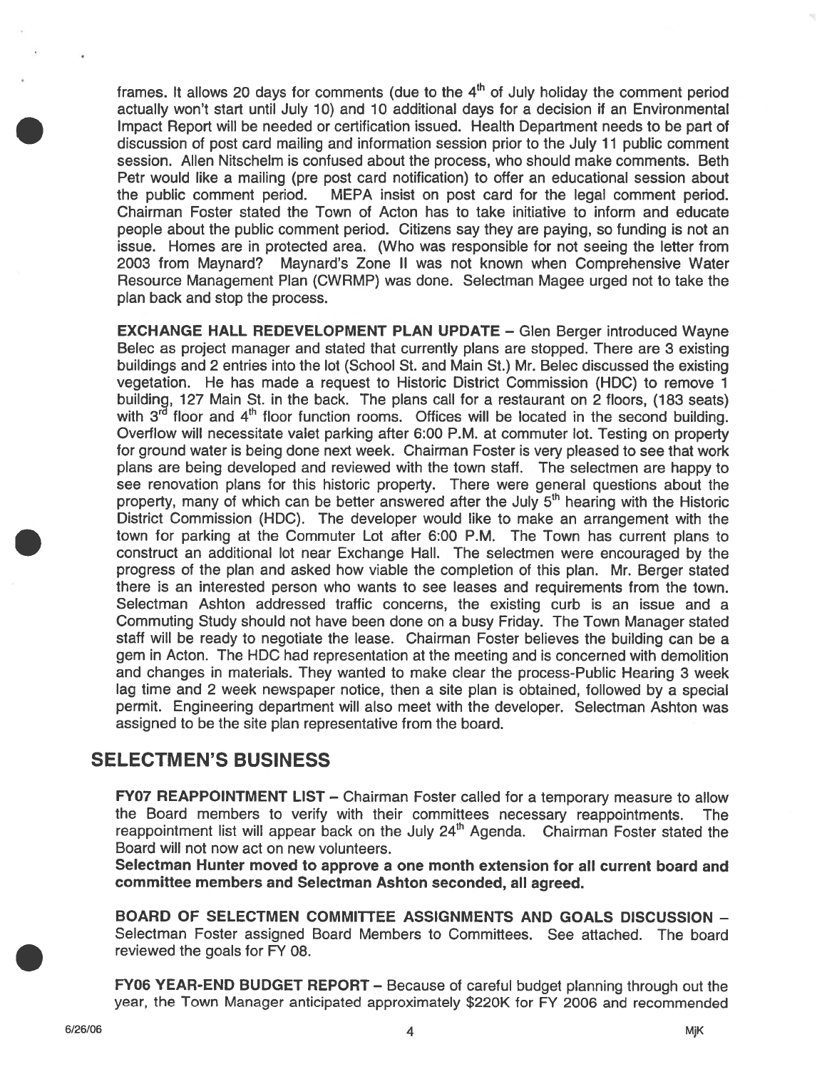frames. It allows 20 days for comments (due to the 4th of July holiday the comment period actually won't start until July 10) and 10 additional days for a decision if an Environmental Impact Report will be needed or certification issued. Health Department needs to be part of discussion of post card mailing and information session prior to the July 11 public comment session. Allen Nitschelm is confused about the process, who should make comments. Beth Petr would like a mailing (pre post card notification) to offer an educational session about the public comment period. MEPA insist on post card for the legal comment period. Chairman Foster stated the Town of Acton has to take initiative to inform and educate people about the public comment period. Citizens say they are paying, so funding is not an issue. Homes are in protected area. (Who was responsible for not seeing the letter from 2003 from Maynard? Maynard's Zone II was not known when Comprehensive Water Resource Management Plan (CWRMP) was done. Selectman Magee urged not to take the plan back and stop the process.

**EXCHANGE HALL REDEVELOPMENT PLAN UPDATE** – Glen Berger introduced Wayne Belec as project manager and stated that currently plans are stopped. There are 3 existing buildings and 2 entries into the lot (School St. and Main St.) Mr. Belec discussed the existing vegetation. He has made a request to Historic District Commission (HDC) to remove 1 building, 127 Main St. in the back. The plans call for a restaurant on 2 floors, (183 seats) with 3rd floor and 4th floor function rooms. Offices will be located in the second building. Overflow will necessitate valet parking after 6:00 P.M. at commuter lot. Testing on property for ground water is being done next week. Chairman Foster is very pleased to see that work plans are being developed and reviewed with the town staff. The selectmen are happy to see renovation plans for this historic property. There were general questions about the property, many of which can be better answered after the July 5th hearing with the Historic District Commission (HDC). The developer would like to make an arrangement with the town for parking at the Commuter Lot after 6:00 P.M. The Town has current plans to construct an additional lot near Exchange Hall. The selectmen were encouraged by the progress of the plan and asked how viable the completion of this plan. Mr. Berger stated there is an interested person who wants to see leases and requirements from the town. Selectman Ashton addressed traffic concerns, the existing curb is an issue and a Commuting Study should not have been done on a busy Friday. The Town Manager stated staff will be ready to negotiate the lease. Chairman Foster believes the building can be a gem in Acton. The HDC had representation at the meeting and is concerned with demolition and changes in materials. They wanted to make clear the process-Public Hearing 3 week lag time and 2 week newspaper notice, then a site plan is obtained, followed by a special permit. Engineering department will also meet with the developer. Selectman Ashton was assigned to be the site plan representative from the board.

## SELECTMEN'S BUSINESS

**FY07 REAPPOINTMENT LIST** – Chairman Foster called for a temporary measure to allow the Board members to verify with their committees necessary reappointments. The reappointment list will appear back on the July 24th Agenda. Chairman Foster stated the Board will not now act on new volunteers.

**Selectman Hunter moved to approve a one month extension for all current board and committee members and Selectman Ashton seconded, all agreed.**

**BOARD OF SELECTMEN COMMITTEE ASSIGNMENTS AND GOALS DISCUSSION** – Selectman Foster assigned Board Members to Committees. See attached. The board reviewed the goals for FY 08.

**FY06 YEAR-END BUDGET REPORT** – Because of careful budget planning through out the year, the Town Manager anticipated approximately $220K for FY 2006 and recommended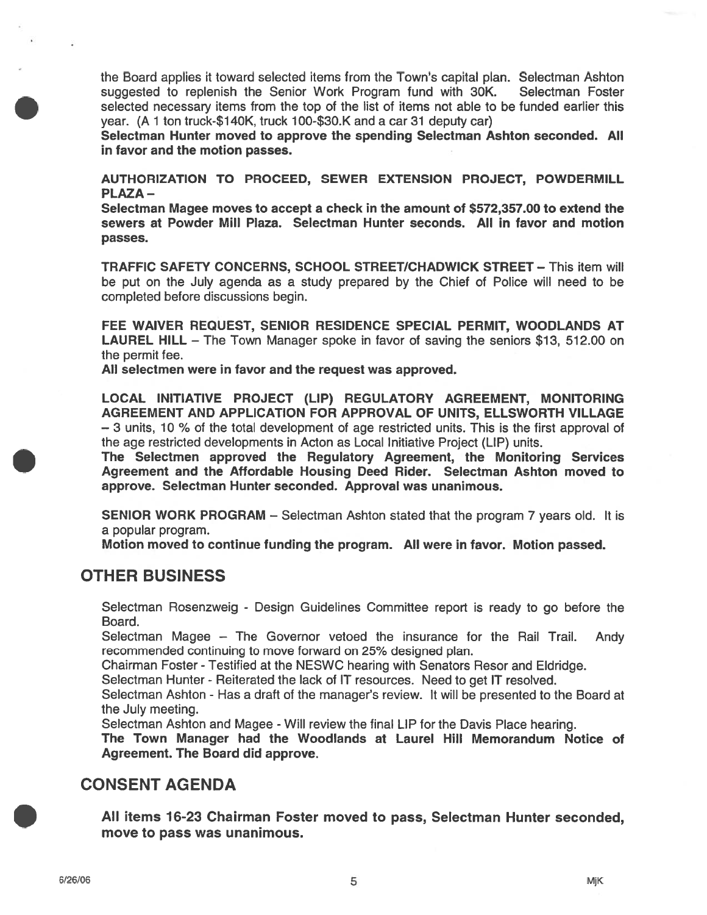the Board applies it toward selected items from the Town's capital plan. Selectman Ashton suggested to replenish the Senior Work Program fund with 30K. Selectman Foster selected necessary items from the top of the list of items not able to be funded earlier this year. (A 1 ton truck-$140K, truck 100-$30.K and a car 31 deputy car)

**Selectman Hunter moved to approve the spending Selectman Ashton seconded. All in favor and the motion passes.**

**AUTHORIZATION TO PROCEED, SEWER EXTENSION PROJECT, POWDERMILL PLAZA –**

**Selectman Magee moves to accept a check in the amount of $572,357.00 to extend the sewers at Powder Mill Plaza. Selectman Hunter seconds. All in favor and motion passes.**

**TRAFFIC SAFETY CONCERNS, SCHOOL STREET/CHADWICK STREET –** This item will be put on the July agenda as a study prepared by the Chief of Police will need to be completed before discussions begin.

**FEE WAIVER REQUEST, SENIOR RESIDENCE SPECIAL PERMIT, WOODLANDS AT LAUREL HILL** – The Town Manager spoke in favor of saving the seniors $13, 512.00 on the permit fee.

**All selectmen were in favor and the request was approved.**

**LOCAL INITIATIVE PROJECT (LIP) REGULATORY AGREEMENT, MONITORING AGREEMENT AND APPLICATION FOR APPROVAL OF UNITS, ELLSWORTH VILLAGE** – 3 units, 10 % of the total development of age restricted units. This is the first approval of the age restricted developments in Acton as Local Initiative Project (LIP) units.

**The Selectmen approved the Regulatory Agreement, the Monitoring Services Agreement and the Affordable Housing Deed Rider. Selectman Ashton moved to approve. Selectman Hunter seconded. Approval was unanimous.**

**SENIOR WORK PROGRAM** – Selectman Ashton stated that the program 7 years old. It is a popular program.

**Motion moved to continue funding the program. All were in favor. Motion passed.**

## OTHER BUSINESS

Selectman Rosenzweig - Design Guidelines Committee report is ready to go before the Board.

Selectman Magee – The Governor vetoed the insurance for the Rail Trail. Andy recommended continuing to move forward on 25% designed plan.

Chairman Foster - Testified at the NESWC hearing with Senators Resor and Eldridge.

Selectman Hunter - Reiterated the lack of IT resources. Need to get IT resolved.

Selectman Ashton - Has a draft of the manager's review. It will be presented to the Board at the July meeting.

Selectman Ashton and Magee - Will review the final LIP for the Davis Place hearing.

**The Town Manager had the Woodlands at Laurel Hill Memorandum Notice of Agreement. The Board did approve.**

## CONSENT AGENDA

**All items 16-23 Chairman Foster moved to pass, Selectman Hunter seconded, move to pass was unanimous.**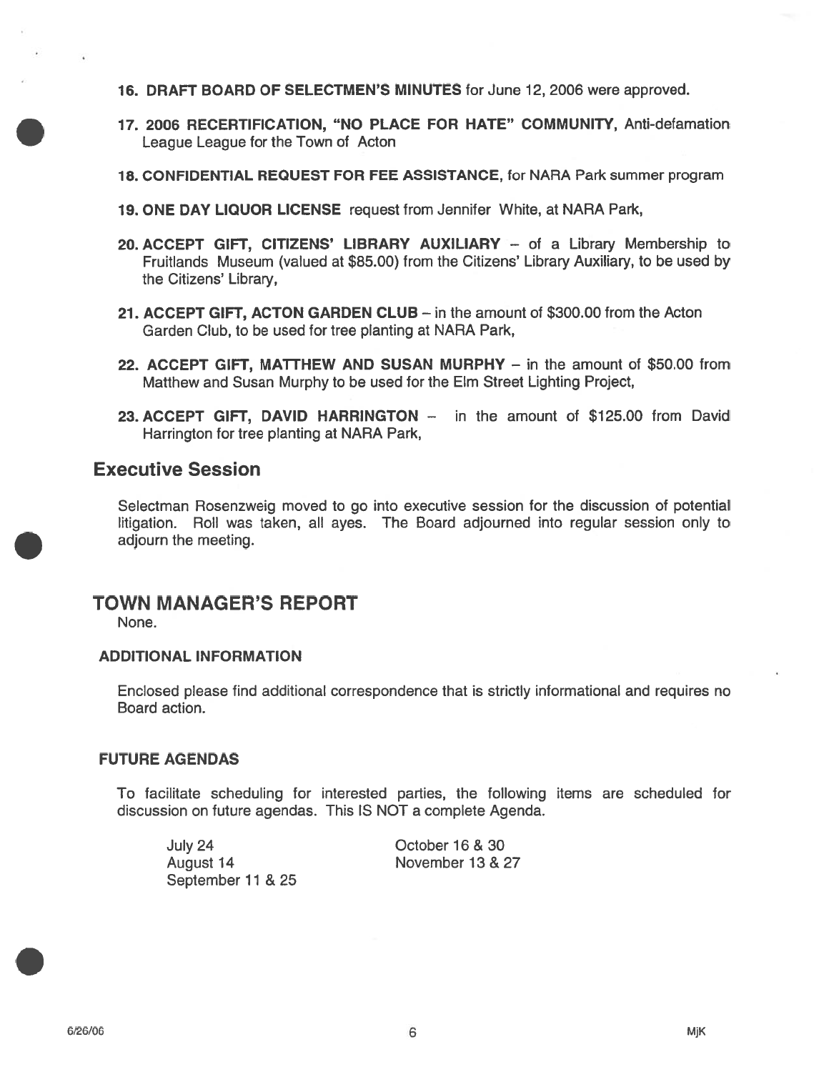16. **DRAFT BOARD OF SELECTMEN'S MINUTES** for June 12, 2006 were approved.

17. **2006 RECERTIFICATION, "NO PLACE FOR HATE" COMMUNITY**, Anti-defamation League League for the Town of Acton

18. **CONFIDENTIAL REQUEST FOR FEE ASSISTANCE**, for NARA Park summer program

19. **ONE DAY LIQUOR LICENSE** request from Jennifer White, at NARA Park,

20. **ACCEPT GIFT, CITIZENS' LIBRARY AUXILIARY** – of a Library Membership to Fruitlands Museum (valued at $85.00) from the Citizens' Library Auxiliary, to be used by the Citizens' Library,

21. **ACCEPT GIFT, ACTON GARDEN CLUB** – in the amount of $300.00 from the Acton Garden Club, to be used for tree planting at NARA Park,

22. **ACCEPT GIFT, MATTHEW AND SUSAN MURPHY** – in the amount of $50.00 from Matthew and Susan Murphy to be used for the Elm Street Lighting Project,

23. **ACCEPT GIFT, DAVID HARRINGTON** – in the amount of $125.00 from David Harrington for tree planting at NARA Park,

## Executive Session

Selectman Rosenzweig moved to go into executive session for the discussion of potential litigation. Roll was taken, all ayes. The Board adjourned into regular session only to adjourn the meeting.

## TOWN MANAGER'S REPORT

None.

### ADDITIONAL INFORMATION

Enclosed please find additional correspondence that is strictly informational and requires no Board action.

### FUTURE AGENDAS

To facilitate scheduling for interested parties, the following items are scheduled for discussion on future agendas. This IS NOT a complete Agenda.

July 24
August 14
September 11 & 25
October 16 & 30
November 13 & 27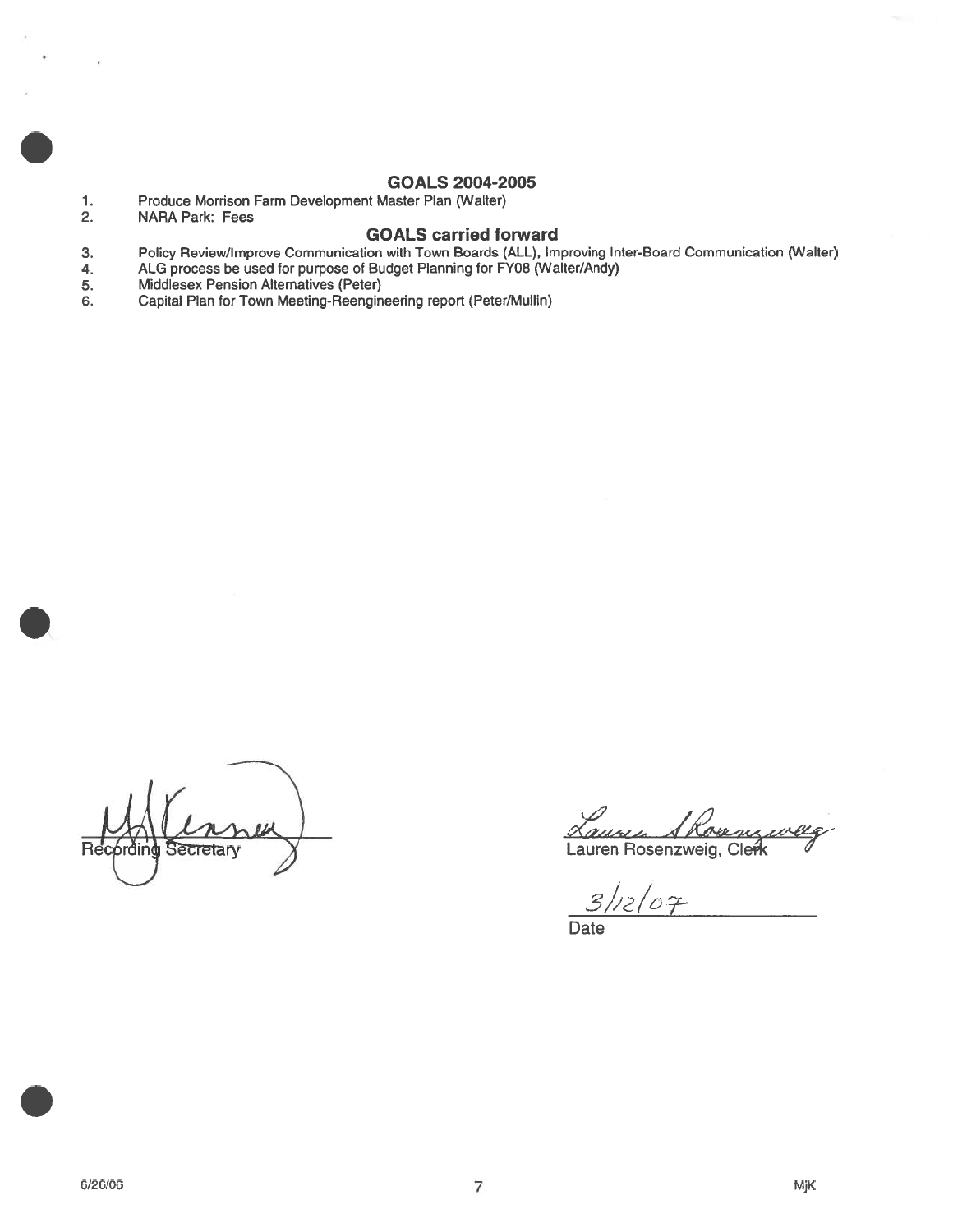## GOALS 2004-2005

1. Produce Morrison Farm Development Master Plan (Walter)
2. NARA Park: Fees

## GOALS carried forward

3. Policy Review/Improve Communication with Town Boards (ALL), Improving Inter-Board Communication (Walter)
4. ALG process be used for purpose of Budget Planning for FY08 (Walter/Andy)
5. Middlesex Pension Alternatives (Peter)
6. Capital Plan for Town Meeting-Reengineering report (Peter/Mullin)

Recording Secretary

Lauren Rosenzweig, Clerk

3/12/07

Date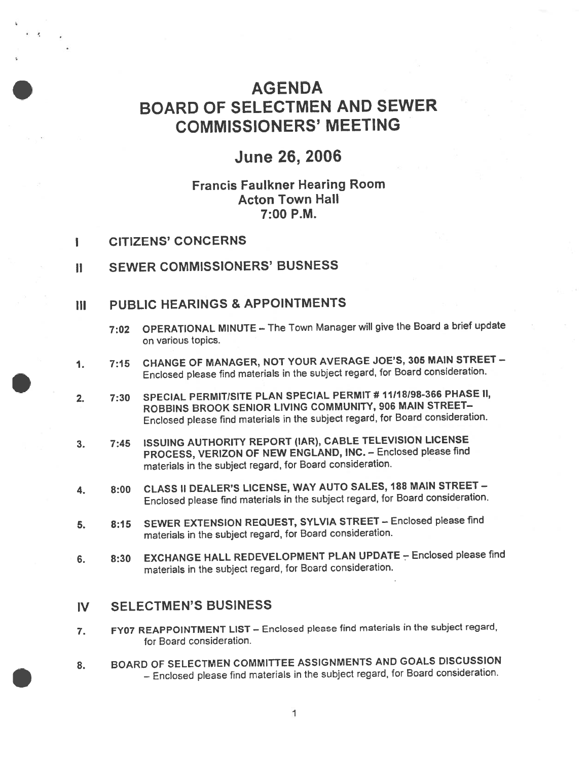# AGENDA
# BOARD OF SELECTMEN AND SEWER COMMISSIONERS' MEETING

## June 26, 2006

### Francis Faulkner Hearing Room
### Acton Town Hall
### 7:00 P.M.

## I CITIZENS' CONCERNS

## II SEWER COMMISSIONERS' BUSNESS

## III PUBLIC HEARINGS & APPOINTMENTS

7:02 OPERATIONAL MINUTE – The Town Manager will give the Board a brief update on various topics.

1. 7:15 CHANGE OF MANAGER, NOT YOUR AVERAGE JOE'S, 305 MAIN STREET – Enclosed please find materials in the subject regard, for Board consideration.

2. 7:30 SPECIAL PERMIT/SITE PLAN SPECIAL PERMIT # 11/18/98-366 PHASE II, ROBBINS BROOK SENIOR LIVING COMMUNITY, 906 MAIN STREET– Enclosed please find materials in the subject regard, for Board consideration.

3. 7:45 ISSUING AUTHORITY REPORT (IAR), CABLE TELEVISION LICENSE PROCESS, VERIZON OF NEW ENGLAND, INC. – Enclosed please find materials in the subject regard, for Board consideration.

4. 8:00 CLASS II DEALER'S LICENSE, WAY AUTO SALES, 188 MAIN STREET – Enclosed please find materials in the subject regard, for Board consideration.

5. 8:15 SEWER EXTENSION REQUEST, SYLVIA STREET – Enclosed please find materials in the subject regard, for Board consideration.

6. 8:30 EXCHANGE HALL REDEVELOPMENT PLAN UPDATE – Enclosed please find materials in the subject regard, for Board consideration.

## IV SELECTMEN'S BUSINESS

7. FY07 REAPPOINTMENT LIST – Enclosed please find materials in the subject regard, for Board consideration.

8. BOARD OF SELECTMEN COMMITTEE ASSIGNMENTS AND GOALS DISCUSSION – Enclosed please find materials in the subject regard, for Board consideration.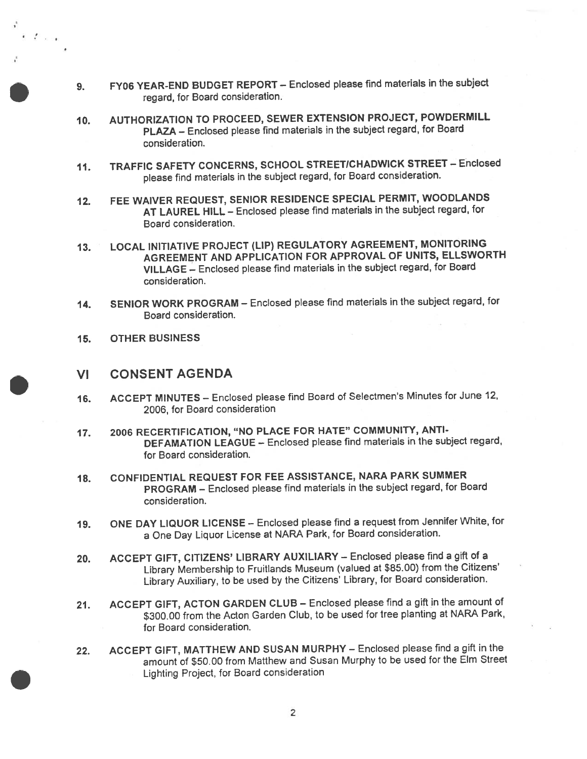9. **FY06 YEAR-END BUDGET REPORT** – Enclosed please find materials in the subject regard, for Board consideration.

10. **AUTHORIZATION TO PROCEED, SEWER EXTENSION PROJECT, POWDERMILL PLAZA** – Enclosed please find materials in the subject regard, for Board consideration.

11. **TRAFFIC SAFETY CONCERNS, SCHOOL STREET/CHADWICK STREET** – Enclosed please find materials in the subject regard, for Board consideration.

12. **FEE WAIVER REQUEST, SENIOR RESIDENCE SPECIAL PERMIT, WOODLANDS AT LAUREL HILL** – Enclosed please find materials in the subject regard, for Board consideration.

13. **LOCAL INITIATIVE PROJECT (LIP) REGULATORY AGREEMENT, MONITORING AGREEMENT AND APPLICATION FOR APPROVAL OF UNITS, ELLSWORTH VILLAGE** – Enclosed please find materials in the subject regard, for Board consideration.

14. **SENIOR WORK PROGRAM** – Enclosed please find materials in the subject regard, for Board consideration.

15. **OTHER BUSINESS**

## VI CONSENT AGENDA

16. **ACCEPT MINUTES** – Enclosed please find Board of Selectmen's Minutes for June 12, 2006, for Board consideration

17. **2006 RECERTIFICATION, "NO PLACE FOR HATE" COMMUNITY, ANTI-DEFAMATION LEAGUE** – Enclosed please find materials in the subject regard, for Board consideration.

18. **CONFIDENTIAL REQUEST FOR FEE ASSISTANCE, NARA PARK SUMMER PROGRAM** – Enclosed please find materials in the subject regard, for Board consideration.

19. **ONE DAY LIQUOR LICENSE** – Enclosed please find a request from Jennifer White, for a One Day Liquor License at NARA Park, for Board consideration.

20. **ACCEPT GIFT, CITIZENS' LIBRARY AUXILIARY** – Enclosed please find a gift of a Library Membership to Fruitlands Museum (valued at $85.00) from the Citizens' Library Auxiliary, to be used by the Citizens' Library, for Board consideration.

21. **ACCEPT GIFT, ACTON GARDEN CLUB** – Enclosed please find a gift in the amount of $300.00 from the Acton Garden Club, to be used for tree planting at NARA Park, for Board consideration.

22. **ACCEPT GIFT, MATTHEW AND SUSAN MURPHY** – Enclosed please find a gift in the amount of $50.00 from Matthew and Susan Murphy to be used for the Elm Street Lighting Project, for Board consideration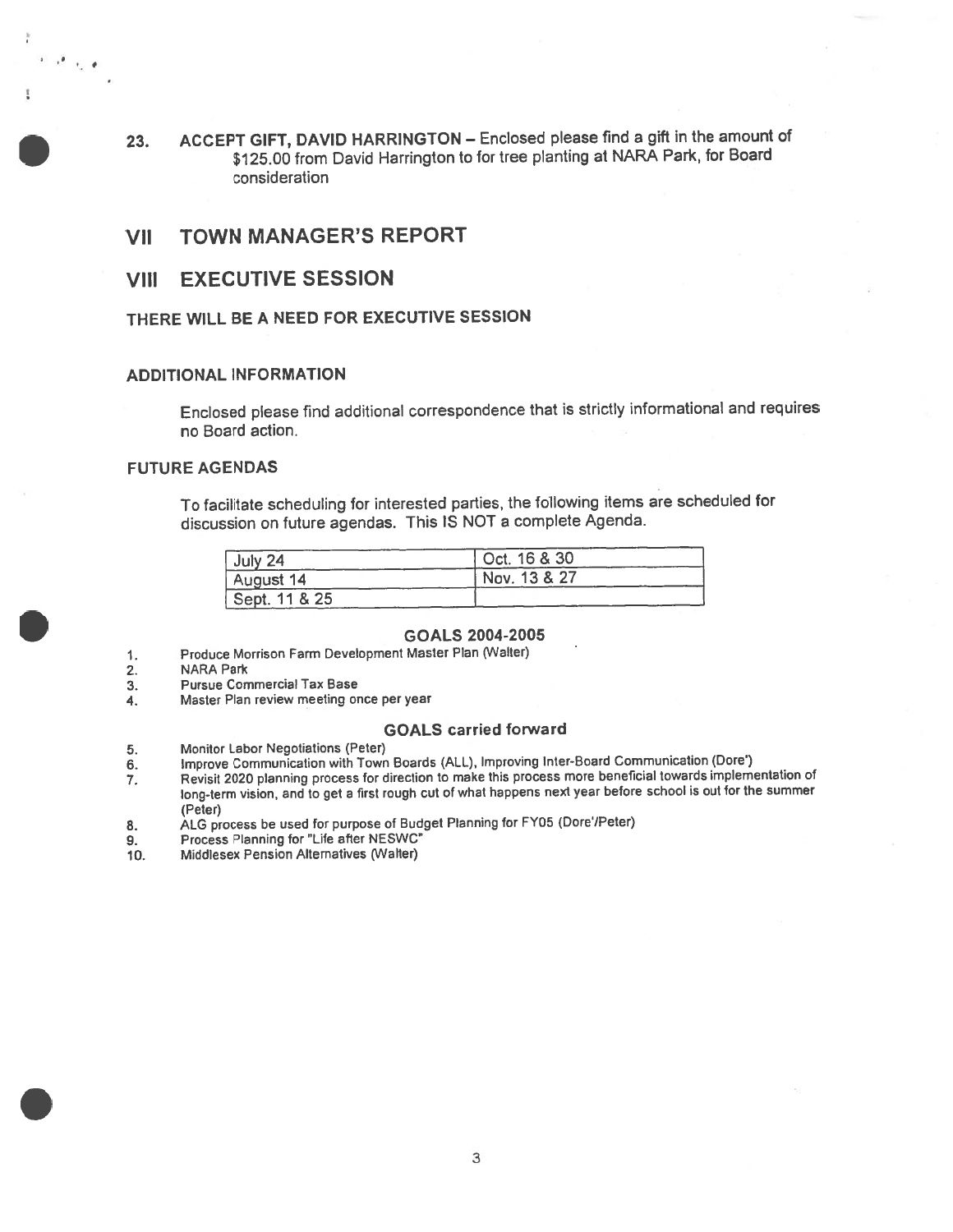23. **ACCEPT GIFT, DAVID HARRINGTON** – Enclosed please find a gift in the amount of $125.00 from David Harrington to for tree planting at NARA Park, for Board consideration

## VII TOWN MANAGER'S REPORT

## VIII EXECUTIVE SESSION

### THERE WILL BE A NEED FOR EXECUTIVE SESSION

### ADDITIONAL INFORMATION

Enclosed please find additional correspondence that is strictly informational and requires no Board action.

### FUTURE AGENDAS

To facilitate scheduling for interested parties, the following items are scheduled for discussion on future agendas. This IS NOT a complete Agenda.

| | |
|---|---|
| July 24 | Oct. 16 & 30 |
| August 14 | Nov. 13 & 27 |
| Sept. 11 & 25 | |

### GOALS 2004-2005

1. Produce Morrison Farm Development Master Plan (Walter)
2. NARA Park
3. Pursue Commercial Tax Base
4. Master Plan review meeting once per year

### GOALS carried forward

5. Monitor Labor Negotiations (Peter)
6. Improve Communication with Town Boards (ALL), Improving Inter-Board Communication (Dore')
7. Revisit 2020 planning process for direction to make this process more beneficial towards implementation of long-term vision, and to get a first rough cut of what happens next year before school is out for the summer (Peter)
8. ALG process be used for purpose of Budget Planning for FY05 (Dore'/Peter)
9. Process Planning for "Life after NESWC"
10. Middlesex Pension Alternatives (Walter)